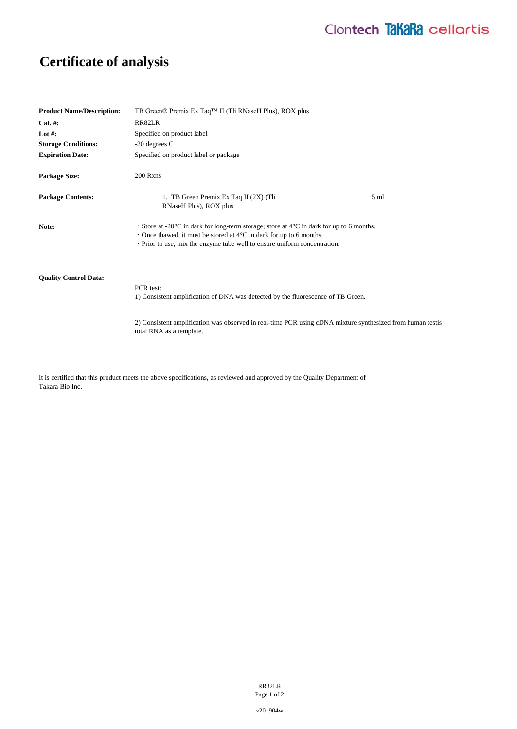# Certificate of analysis

**Product Name/Description:** TB Green® Premix Ex Taq™ II (Tli RNaseH Plus), ROX plus

**Cat. #:** RR82LR

**Lot #:** Specified on product label

**Storage Conditions:** -20 degrees C

**Expiration Date:** Specified on product label or package

**Package Size:** 200 Rxns

**Package Contents:**

| | |
|---|---|
| 1. TB Green Premix Ex Taq II (2X) (Tli RNaseH Plus), ROX plus | 5 ml |

**Note:**

- Store at -20°C in dark for long-term storage; store at 4°C in dark for up to 6 months.
- Once thawed, it must be stored at 4°C in dark for up to 6 months.
- Prior to use, mix the enzyme tube well to ensure uniform concentration.

**Quality Control Data:**

PCR test:

1) Consistent amplification of DNA was detected by the fluorescence of TB Green.

2) Consistent amplification was observed in real-time PCR using cDNA mixture synthesized from human testis total RNA as a template.

It is certified that this product meets the above specifications, as reviewed and approved by the Quality Department of Takara Bio Inc.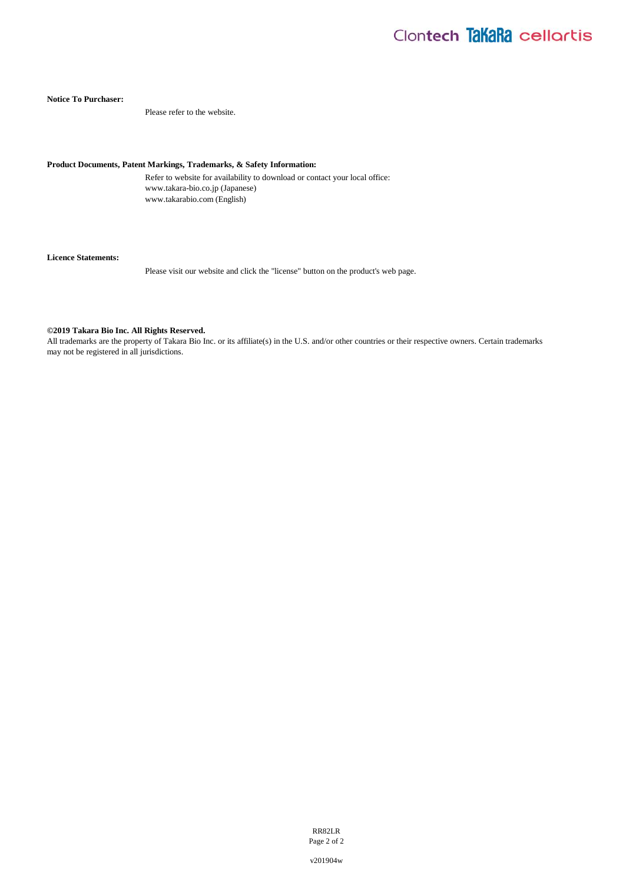**Notice To Purchaser:**

Please refer to the website.

**Product Documents, Patent Markings, Trademarks, & Safety Information:**

Refer to website for availability to download or contact your local office:
www.takara-bio.co.jp (Japanese)
www.takarabio.com (English)

**Licence Statements:**

Please visit our website and click the "license" button on the product's web page.

**©2019 Takara Bio Inc. All Rights Reserved.**
All trademarks are the property of Takara Bio Inc. or its affiliate(s) in the U.S. and/or other countries or their respective owners. Certain trademarks may not be registered in all jurisdictions.

RR82LR

v201904w